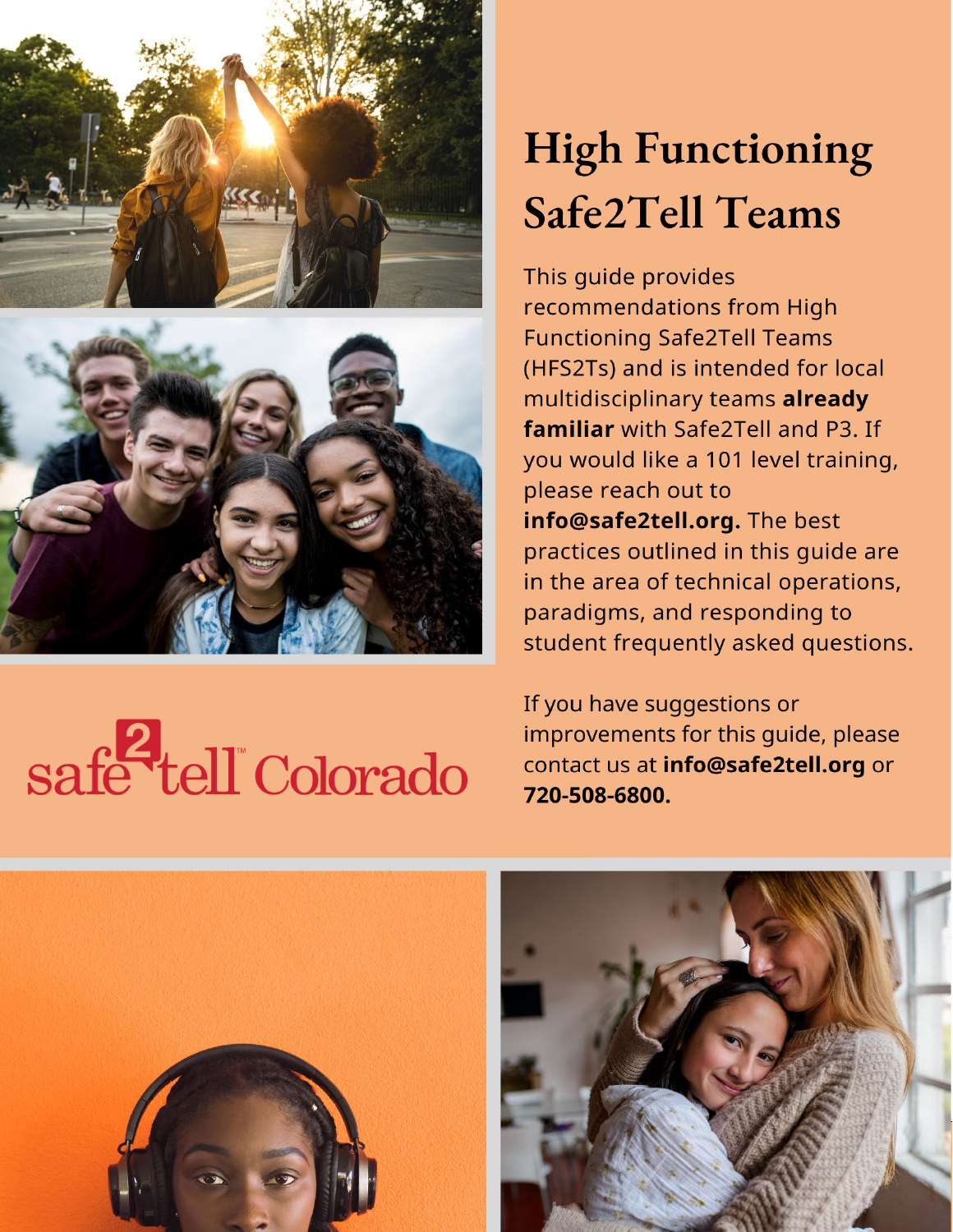# High Functioning Safe2Tell Teams

This guide provides recommendations from High Functioning Safe2Tell Teams (HFS2Ts) and is intended for local multidisciplinary teams **already familiar** with Safe2Tell and P3. If you would like a 101 level training, please reach out to **info@safe2tell.org.** The best practices outlined in this guide are in the area of technical operations, paradigms, and responding to student frequently asked questions.

If you have suggestions or improvements for this guide, please contact us at **info@safe2tell.org** or **720-508-6800.**

safe2tell™ Colorado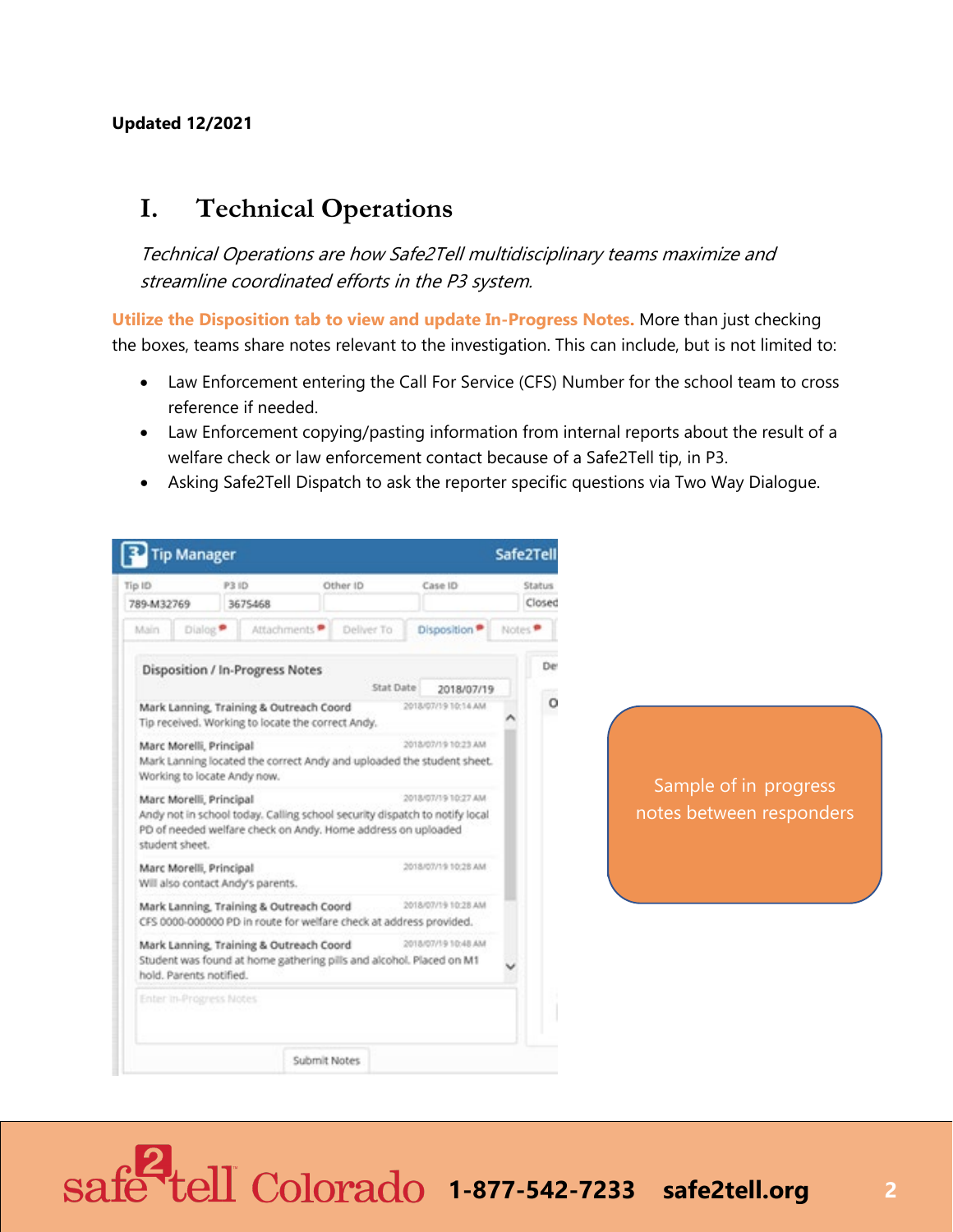**Updated 12/2021**

# I. Technical Operations

*Technical Operations are how Safe2Tell multidisciplinary teams maximize and streamline coordinated efforts in the P3 system.*

**Utilize the Disposition tab to view and update In-Progress Notes.** More than just checking the boxes, teams share notes relevant to the investigation. This can include, but is not limited to:

- Law Enforcement entering the Call For Service (CFS) Number for the school team to cross reference if needed.
- Law Enforcement copying/pasting information from internal reports about the result of a welfare check or law enforcement contact because of a Safe2Tell tip, in P3.
- Asking Safe2Tell Dispatch to ask the reporter specific questions via Two Way Dialogue.

Tip Manager Safe2Tell

| Tip ID | P3 ID | Other ID | Case ID | Status |
|---|---|---|---|---|
| 789-M32769 | 3675468 | | | Closed |

Main | Dialog | Attachments | Deliver To | Disposition | Notes

Disposition / In-Progress Notes

Stat Date 2018/07/19

Mark Lanning, Training & Outreach Coord — 2018/07/19 10:14 AM
Tip received. Working to locate the correct Andy.

Marc Morelli, Principal — 2018/07/19 10:23 AM
Mark Lanning located the correct Andy and uploaded the student sheet. Working to locate Andy now.

Marc Morelli, Principal — 2018/07/19 10:27 AM
Andy not in school today. Calling school security dispatch to notify local PD of needed welfare check on Andy. Home address on uploaded student sheet.

Marc Morelli, Principal — 2018/07/19 10:28 AM
Will also contact Andy's parents.

Mark Lanning, Training & Outreach Coord — 2018/07/19 10:28 AM
CFS 0000-000000 PD in route for welfare check at address provided.

Mark Lanning, Training & Outreach Coord — 2018/07/19 10:48 AM
Student was found at home gathering pills and alcohol. Placed on M1 hold. Parents notified.

Enter In-Progress Notes

Submit Notes

Sample of in progress notes between responders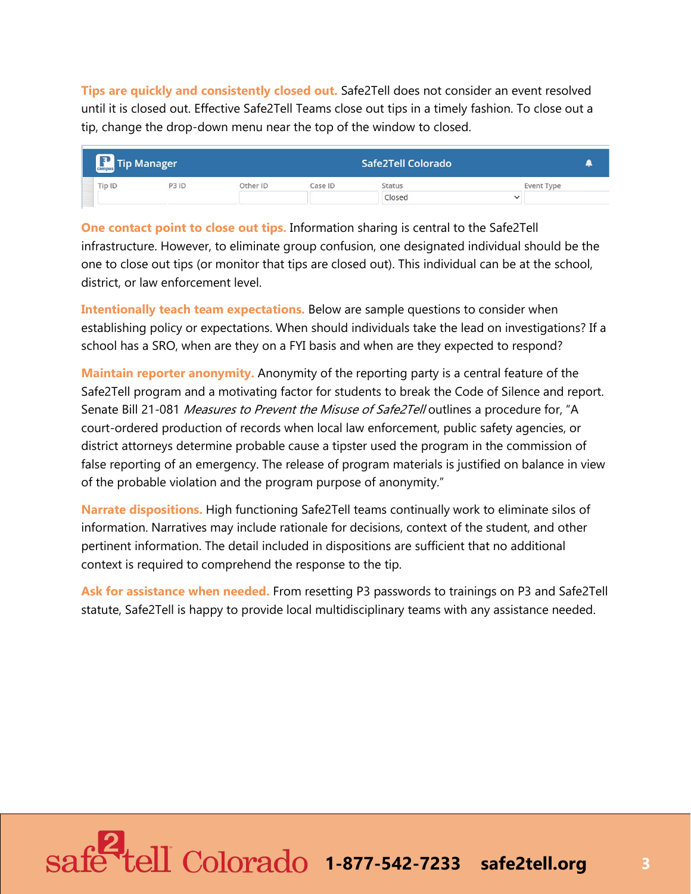**Tips are quickly and consistently closed out.** Safe2Tell does not consider an event resolved until it is closed out. Effective Safe2Tell Teams close out tips in a timely fashion. To close out a tip, change the drop-down menu near the top of the window to closed.

Tip Manager — Safe2Tell Colorado

| Tip ID | P3 ID | Other ID | Case ID | Status | Event Type |
|---|---|---|---|---|---|
| | | | | Closed | |

**One contact point to close out tips.** Information sharing is central to the Safe2Tell infrastructure. However, to eliminate group confusion, one designated individual should be the one to close out tips (or monitor that tips are closed out). This individual can be at the school, district, or law enforcement level.

**Intentionally teach team expectations.** Below are sample questions to consider when establishing policy or expectations. When should individuals take the lead on investigations? If a school has a SRO, when are they on a FYI basis and when are they expected to respond?

**Maintain reporter anonymity.** Anonymity of the reporting party is a central feature of the Safe2Tell program and a motivating factor for students to break the Code of Silence and report. Senate Bill 21-081 *Measures to Prevent the Misuse of Safe2Tell* outlines a procedure for, "A court-ordered production of records when local law enforcement, public safety agencies, or district attorneys determine probable cause a tipster used the program in the commission of false reporting of an emergency. The release of program materials is justified on balance in view of the probable violation and the program purpose of anonymity."

**Narrate dispositions.** High functioning Safe2Tell teams continually work to eliminate silos of information. Narratives may include rationale for decisions, context of the student, and other pertinent information. The detail included in dispositions are sufficient that no additional context is required to comprehend the response to the tip.

**Ask for assistance when needed.** From resetting P3 passwords to trainings on P3 and Safe2Tell statute, Safe2Tell is happy to provide local multidisciplinary teams with any assistance needed.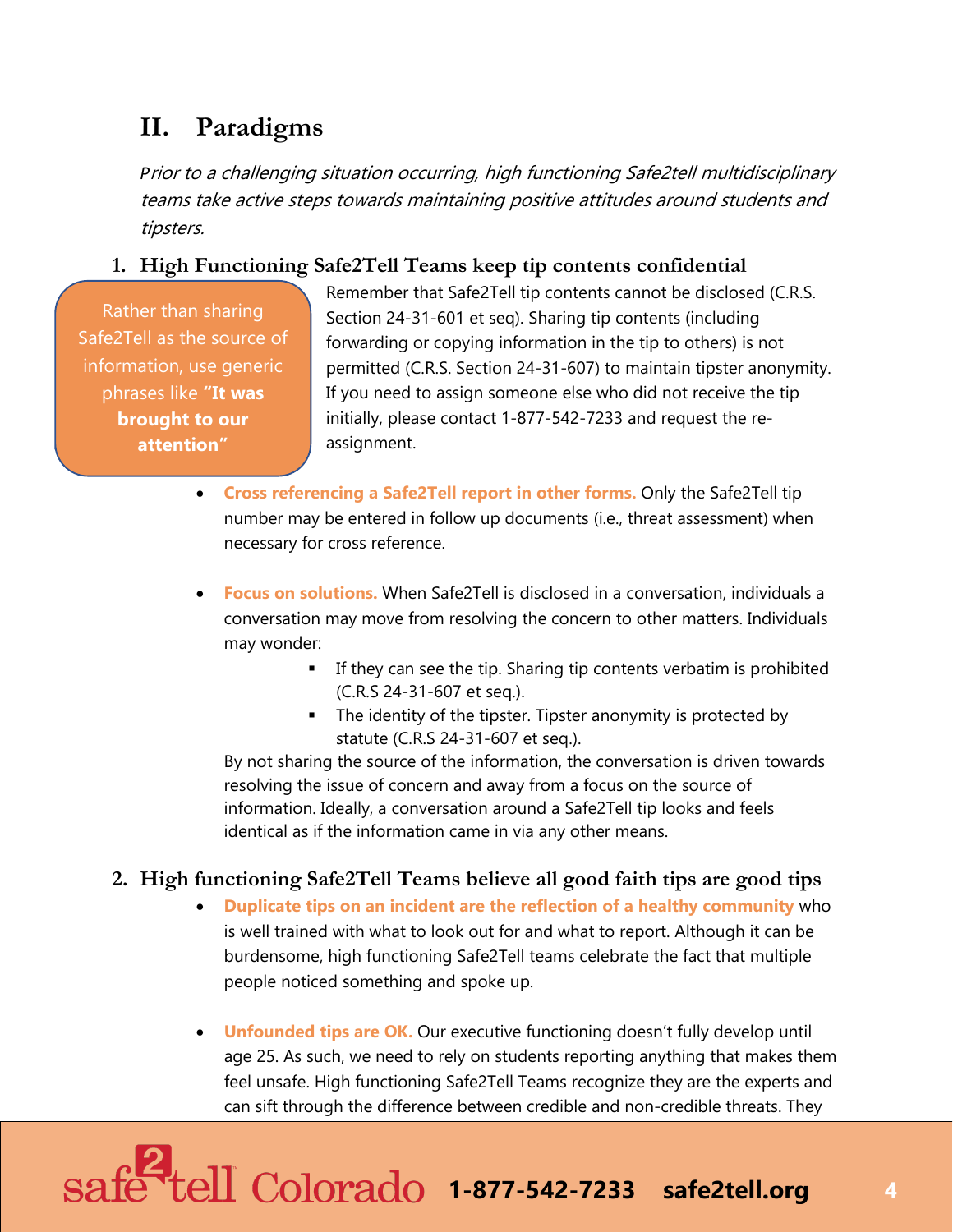## II. Paradigms

*Prior to a challenging situation occurring, high functioning Safe2tell multidisciplinary teams take active steps towards maintaining positive attitudes around students and tipsters.*

### 1. High Functioning Safe2Tell Teams keep tip contents confidential

Rather than sharing Safe2Tell as the source of information, use generic phrases like **"It was brought to our attention"**

Remember that Safe2Tell tip contents cannot be disclosed (C.R.S. Section 24-31-601 et seq). Sharing tip contents (including forwarding or copying information in the tip to others) is not permitted (C.R.S. Section 24-31-607) to maintain tipster anonymity. If you need to assign someone else who did not receive the tip initially, please contact 1-877-542-7233 and request the re-assignment.

- **Cross referencing a Safe2Tell report in other forms.** Only the Safe2Tell tip number may be entered in follow up documents (i.e., threat assessment) when necessary for cross reference.

- **Focus on solutions.** When Safe2Tell is disclosed in a conversation, individuals a conversation may move from resolving the concern to other matters. Individuals may wonder:
  - If they can see the tip. Sharing tip contents verbatim is prohibited (C.R.S 24-31-607 et seq.).
  - The identity of the tipster. Tipster anonymity is protected by statute (C.R.S 24-31-607 et seq.).

  By not sharing the source of the information, the conversation is driven towards resolving the issue of concern and away from a focus on the source of information. Ideally, a conversation around a Safe2Tell tip looks and feels identical as if the information came in via any other means.

### 2. High functioning Safe2Tell Teams believe all good faith tips are good tips

- **Duplicate tips on an incident are the reflection of a healthy community** who is well trained with what to look out for and what to report. Although it can be burdensome, high functioning Safe2Tell teams celebrate the fact that multiple people noticed something and spoke up.

- **Unfounded tips are OK.** Our executive functioning doesn't fully develop until age 25. As such, we need to rely on students reporting anything that makes them feel unsafe. High functioning Safe2Tell Teams recognize they are the experts and can sift through the difference between credible and non-credible threats. They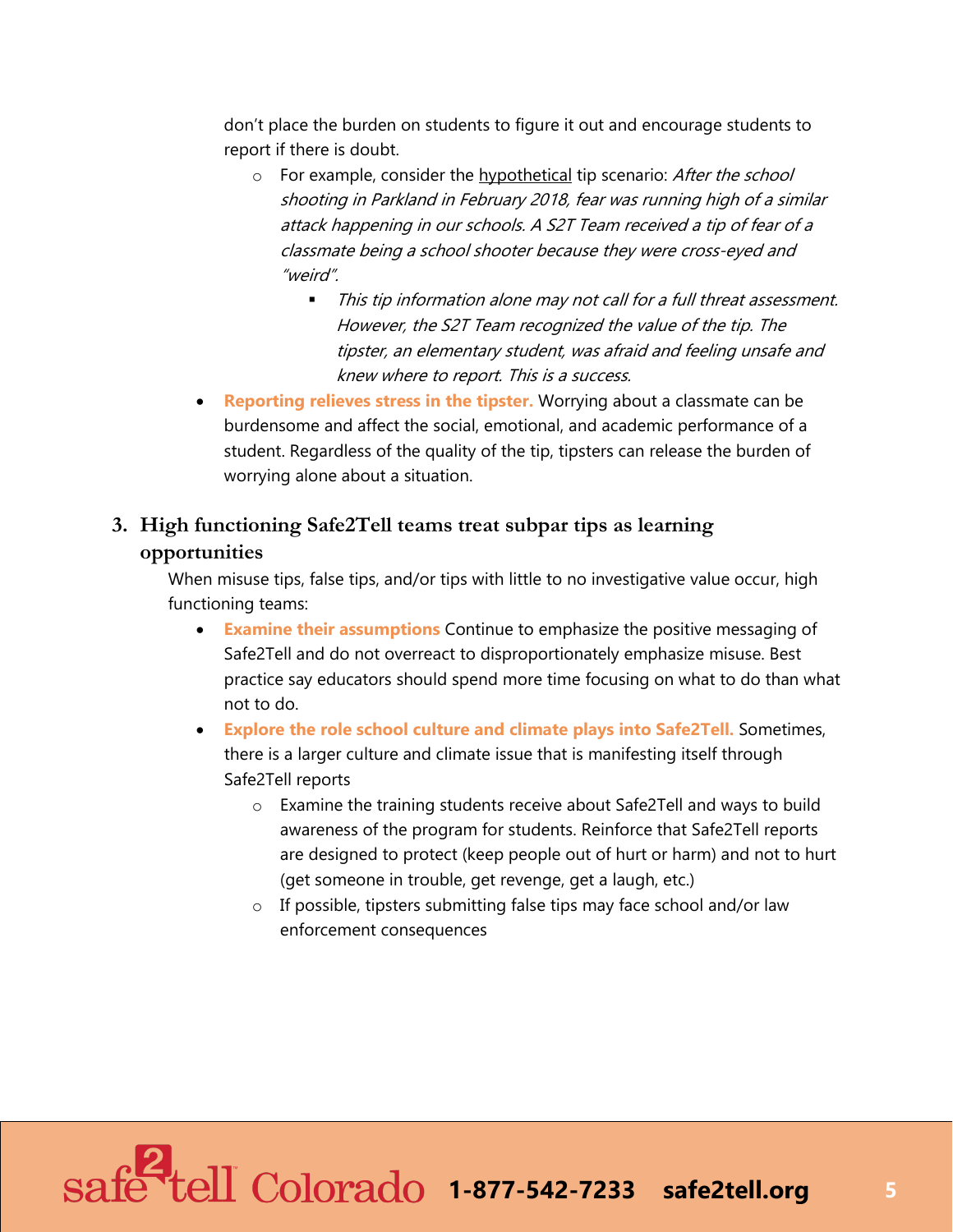don't place the burden on students to figure it out and encourage students to report if there is doubt.

  - For example, consider the hypothetical tip scenario: *After the school shooting in Parkland in February 2018, fear was running high of a similar attack happening in our schools. A S2T Team received a tip of fear of a classmate being a school shooter because they were cross-eyed and "weird".*
    - *This tip information alone may not call for a full threat assessment. However, the S2T Team recognized the value of the tip. The tipster, an elementary student, was afraid and feeling unsafe and knew where to report. This is a success.*
- **Reporting relieves stress in the tipster.** Worrying about a classmate can be burdensome and affect the social, emotional, and academic performance of a student. Regardless of the quality of the tip, tipsters can release the burden of worrying alone about a situation.

## 3. High functioning Safe2Tell teams treat subpar tips as learning opportunities

When misuse tips, false tips, and/or tips with little to no investigative value occur, high functioning teams:

- **Examine their assumptions** Continue to emphasize the positive messaging of Safe2Tell and do not overreact to disproportionately emphasize misuse. Best practice say educators should spend more time focusing on what to do than what not to do.
- **Explore the role school culture and climate plays into Safe2Tell.** Sometimes, there is a larger culture and climate issue that is manifesting itself through Safe2Tell reports
  - Examine the training students receive about Safe2Tell and ways to build awareness of the program for students. Reinforce that Safe2Tell reports are designed to protect (keep people out of hurt or harm) and not to hurt (get someone in trouble, get revenge, get a laugh, etc.)
  - If possible, tipsters submitting false tips may face school and/or law enforcement consequences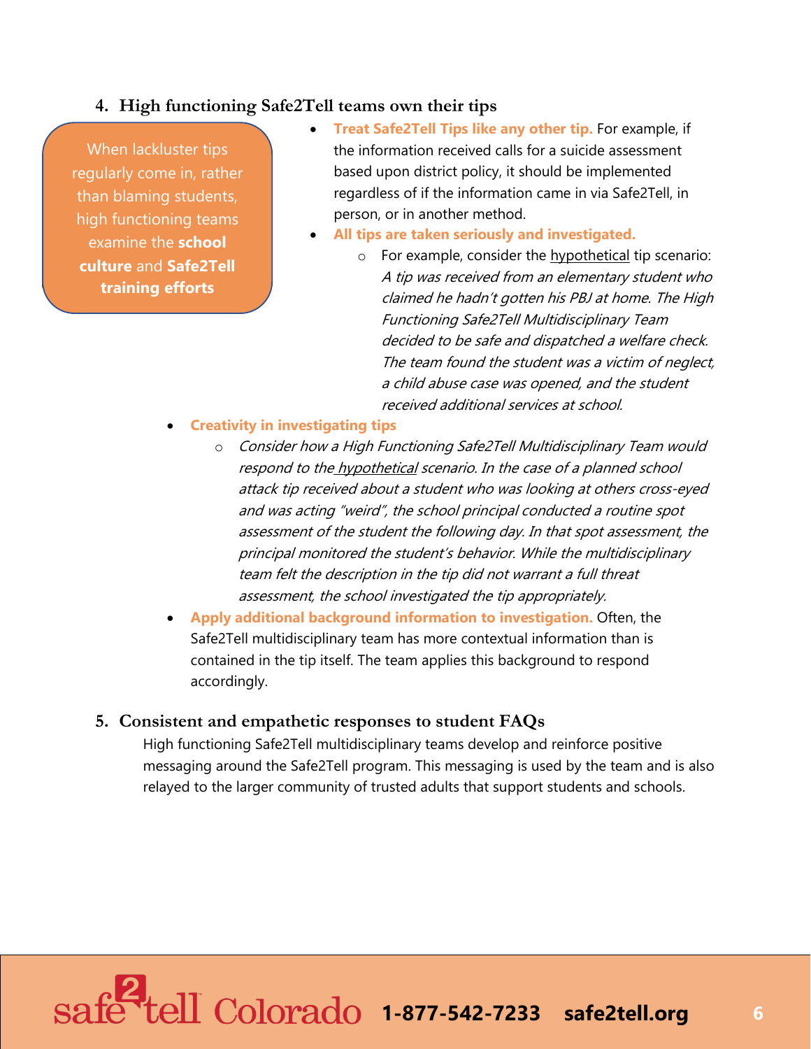## 4. High functioning Safe2Tell teams own their tips

When lackluster tips regularly come in, rather than blaming students, high functioning teams examine the **school culture** and **Safe2Tell training efforts**

- **Treat Safe2Tell Tips like any other tip.** For example, if the information received calls for a suicide assessment based upon district policy, it should be implemented regardless of if the information came in via Safe2Tell, in person, or in another method.
- **All tips are taken seriously and investigated.**
  - For example, consider the hypothetical tip scenario: *A tip was received from an elementary student who claimed he hadn't gotten his PBJ at home. The High Functioning Safe2Tell Multidisciplinary Team decided to be safe and dispatched a welfare check. The team found the student was a victim of neglect, a child abuse case was opened, and the student received additional services at school.*
- **Creativity in investigating tips**
  - *Consider how a High Functioning Safe2Tell Multidisciplinary Team would respond to the hypothetical scenario. In the case of a planned school attack tip received about a student who was looking at others cross-eyed and was acting "weird", the school principal conducted a routine spot assessment of the student the following day. In that spot assessment, the principal monitored the student's behavior. While the multidisciplinary team felt the description in the tip did not warrant a full threat assessment, the school investigated the tip appropriately.*
- **Apply additional background information to investigation.** Often, the Safe2Tell multidisciplinary team has more contextual information than is contained in the tip itself. The team applies this background to respond accordingly.

## 5. Consistent and empathetic responses to student FAQs

High functioning Safe2Tell multidisciplinary teams develop and reinforce positive messaging around the Safe2Tell program. This messaging is used by the team and is also relayed to the larger community of trusted adults that support students and schools.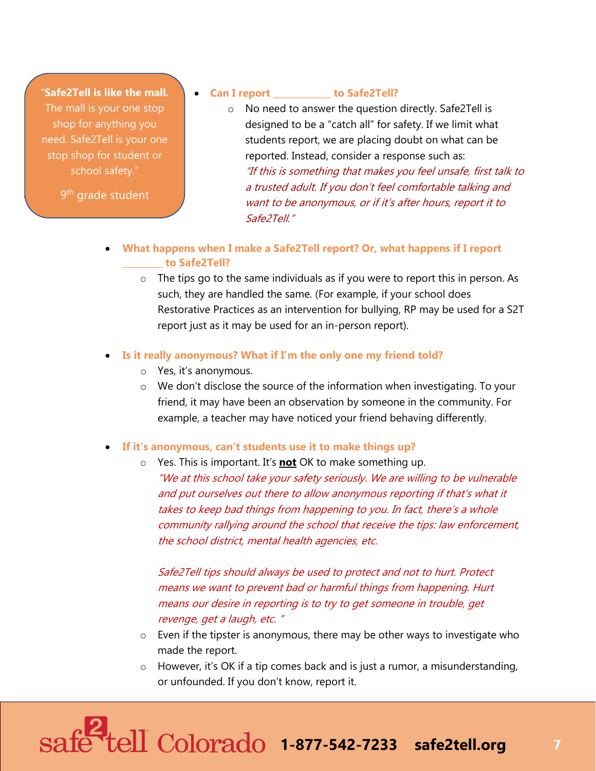"**Safe2Tell is like the mall.** The mall is your one stop shop for anything you need. Safe2Tell is your one stop shop for student or school safety."

9th grade student

- **Can I report ___________ to Safe2Tell?**
    - No need to answer the question directly. Safe2Tell is designed to be a "catch all" for safety. If we limit what students report, we are placing doubt on what can be reported. Instead, consider a response such as: *"If this is something that makes you feel unsafe, first talk to a trusted adult. If you don't feel comfortable talking and want to be anonymous, or if it's after hours, report it to Safe2Tell."*

- **What happens when I make a Safe2Tell report? Or, what happens if I report ________ to Safe2Tell?**
    - The tips go to the same individuals as if you were to report this in person. As such, they are handled the same. (For example, if your school does Restorative Practices as an intervention for bullying, RP may be used for a S2T report just as it may be used for an in-person report).

- **Is it really anonymous? What if I'm the only one my friend told?**
    - Yes, it's anonymous.
    - We don't disclose the source of the information when investigating. To your friend, it may have been an observation by someone in the community. For example, a teacher may have noticed your friend behaving differently.

- **If it's anonymous, can't students use it to make things up?**
    - Yes. This is important. It's **not** OK to make something up.
      *"We at this school take your safety seriously. We are willing to be vulnerable and put ourselves out there to allow anonymous reporting if that's what it takes to keep bad things from happening to you. In fact, there's a whole community rallying around the school that receive the tips: law enforcement, the school district, mental health agencies, etc.*

      *Safe2Tell tips should always be used to protect and not to hurt. Protect means we want to prevent bad or harmful things from happening. Hurt means our desire in reporting is to try to get someone in trouble, get revenge, get a laugh, etc. "*
    - Even if the tipster is anonymous, there may be other ways to investigate who made the report.
    - However, it's OK if a tip comes back and is just a rumor, a misunderstanding, or unfounded. If you don't know, report it.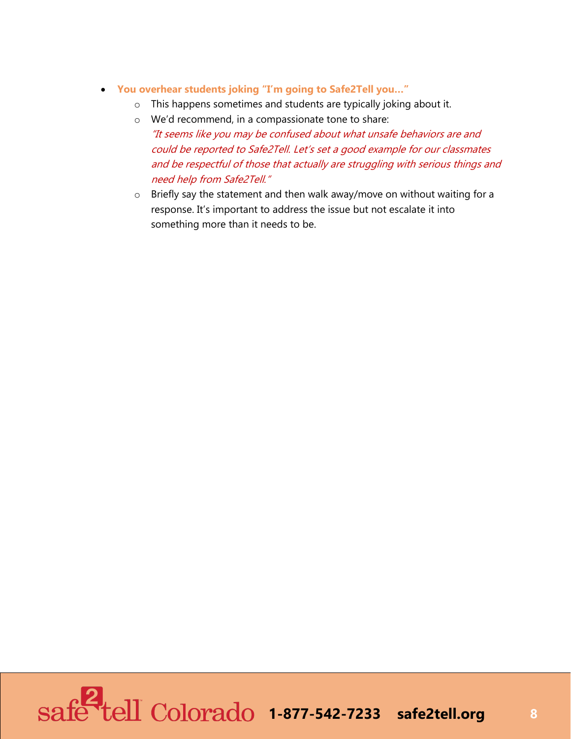- **You overhear students joking "I'm going to Safe2Tell you…"**
  - This happens sometimes and students are typically joking about it.
  - We'd recommend, in a compassionate tone to share:
    *"It seems like you may be confused about what unsafe behaviors are and could be reported to Safe2Tell. Let's set a good example for our classmates and be respectful of those that actually are struggling with serious things and need help from Safe2Tell."*
  - Briefly say the statement and then walk away/move on without waiting for a response. It's important to address the issue but not escalate it into something more than it needs to be.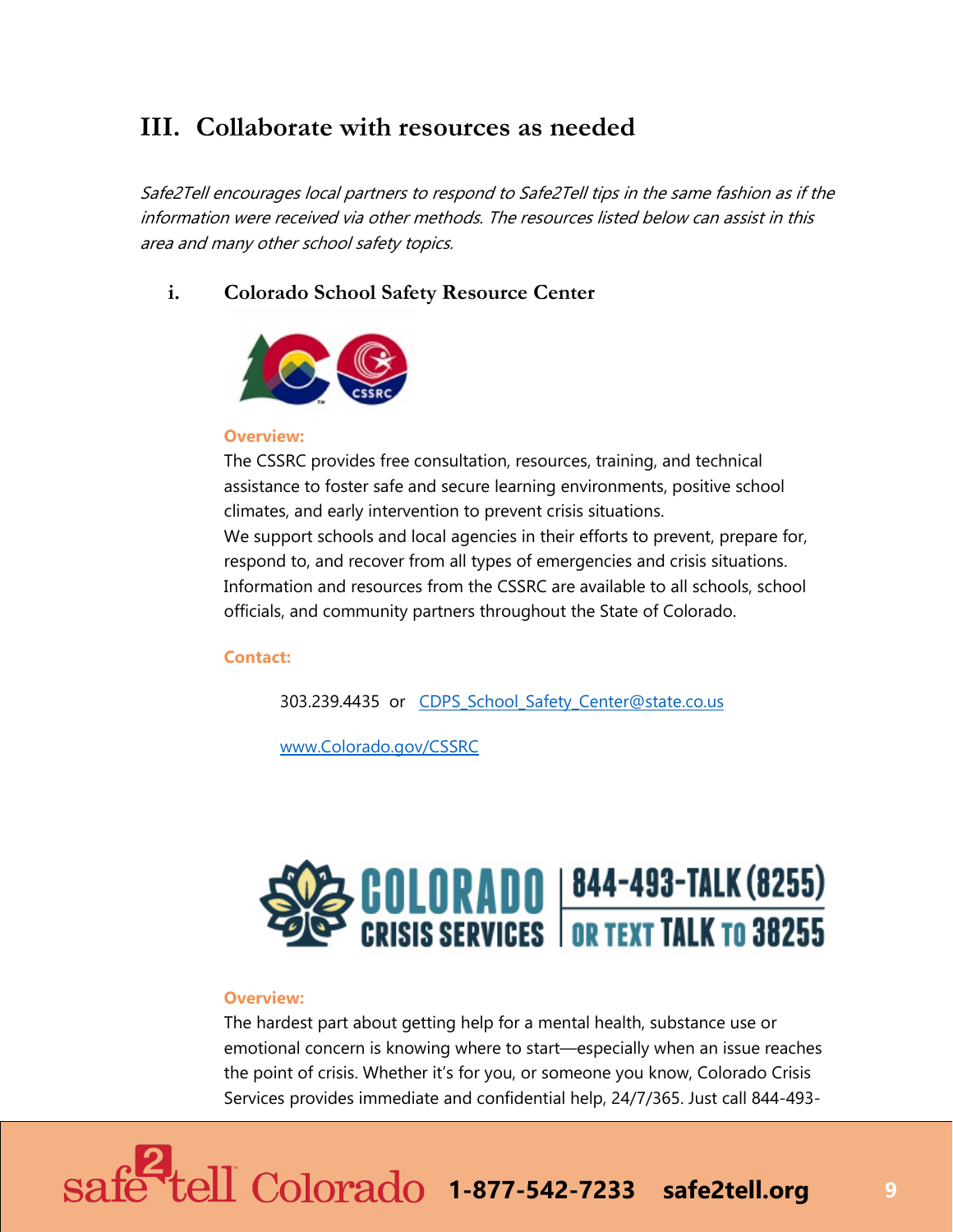## III. Collaborate with resources as needed

*Safe2Tell encourages local partners to respond to Safe2Tell tips in the same fashion as if the information were received via other methods. The resources listed below can assist in this area and many other school safety topics.*

### i. Colorado School Safety Resource Center

**Overview:**

The CSSRC provides free consultation, resources, training, and technical assistance to foster safe and secure learning environments, positive school climates, and early intervention to prevent crisis situations.
We support schools and local agencies in their efforts to prevent, prepare for, respond to, and recover from all types of emergencies and crisis situations. Information and resources from the CSSRC are available to all schools, school officials, and community partners throughout the State of Colorado.

**Contact:**

303.239.4435 or CDPS_School_Safety_Center@state.co.us

www.Colorado.gov/CSSRC

COLORADO CRISIS SERVICES | 844-493-TALK (8255) OR TEXT TALK TO 38255

**Overview:**

The hardest part about getting help for a mental health, substance use or emotional concern is knowing where to start—especially when an issue reaches the point of crisis. Whether it's for you, or someone you know, Colorado Crisis Services provides immediate and confidential help, 24/7/365. Just call 844-493-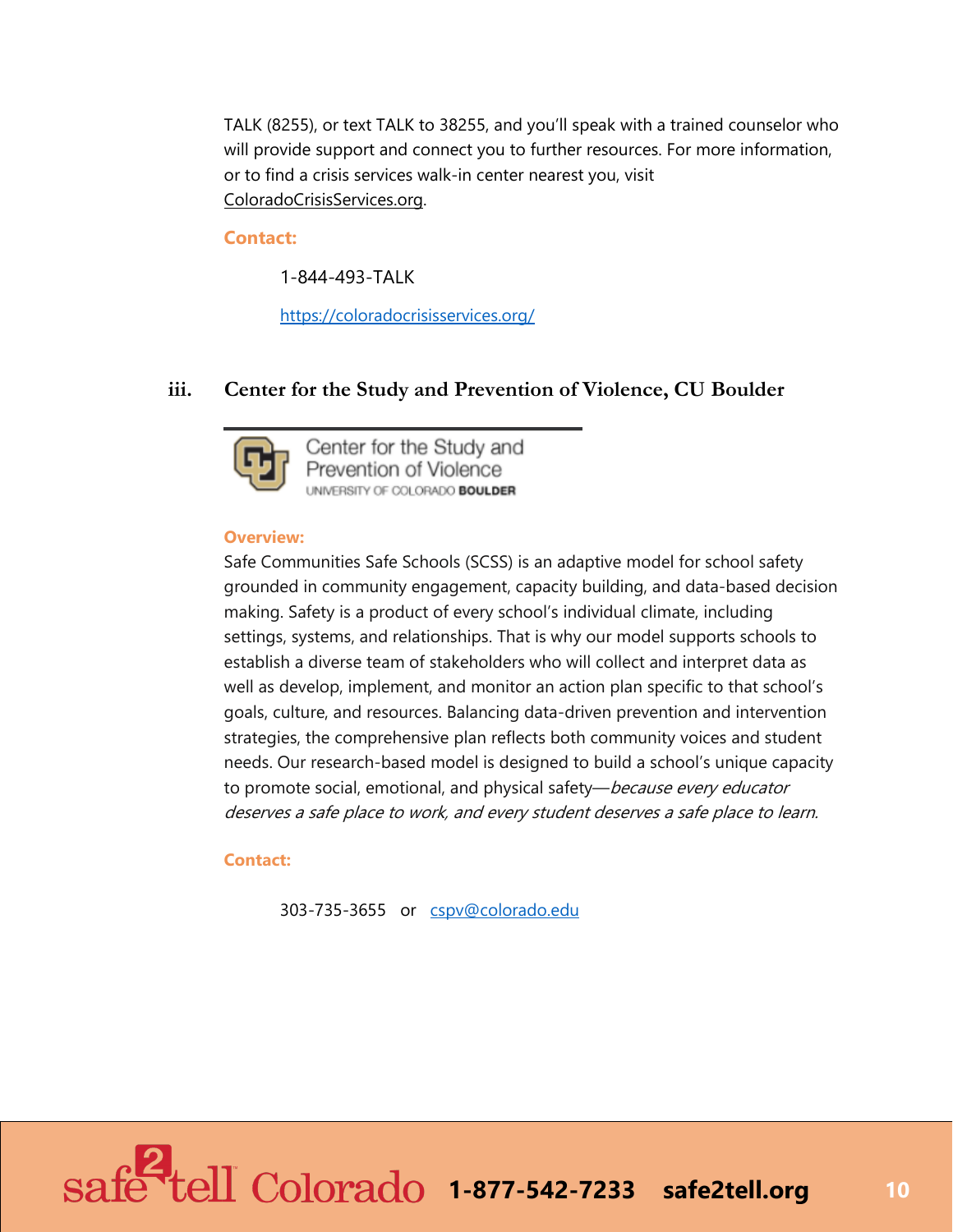TALK (8255), or text TALK to 38255, and you'll speak with a trained counselor who will provide support and connect you to further resources. For more information, or to find a crisis services walk-in center nearest you, visit ColoradoCrisisServices.org.

**Contact:**

1-844-493-TALK

https://coloradocrisisservices.org/

### iii. Center for the Study and Prevention of Violence, CU Boulder

Center for the Study and Prevention of Violence
UNIVERSITY OF COLORADO BOULDER

**Overview:**

Safe Communities Safe Schools (SCSS) is an adaptive model for school safety grounded in community engagement, capacity building, and data-based decision making. Safety is a product of every school's individual climate, including settings, systems, and relationships. That is why our model supports schools to establish a diverse team of stakeholders who will collect and interpret data as well as develop, implement, and monitor an action plan specific to that school's goals, culture, and resources. Balancing data-driven prevention and intervention strategies, the comprehensive plan reflects both community voices and student needs. Our research-based model is designed to build a school's unique capacity to promote social, emotional, and physical safety—*because every educator deserves a safe place to work, and every student deserves a safe place to learn.*

**Contact:**

303-735-3655 or cspv@colorado.edu